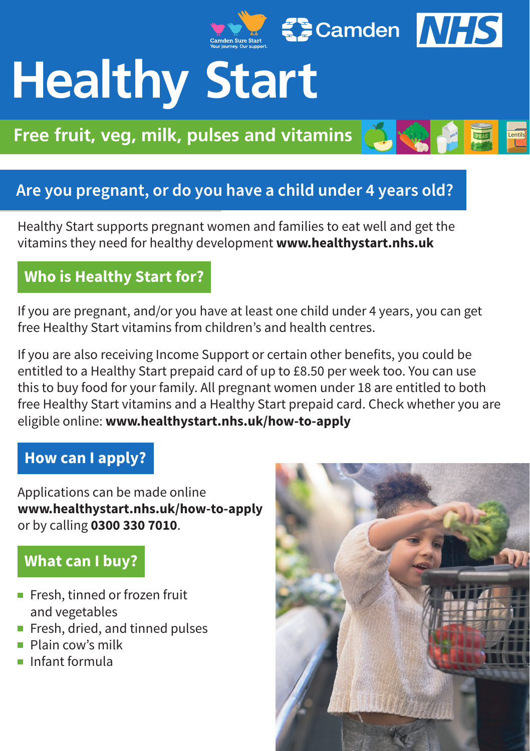Camden Sure Start
Your journey. Our support.

Camden NHS

# Healthy Start

**Free fruit, veg, milk, pulses and vitamins**

## Are you pregnant, or do you have a child under 4 years old?

Healthy Start supports pregnant women and families to eat well and get the vitamins they need for healthy development **www.healthystart.nhs.uk**

## Who is Healthy Start for?

If you are pregnant, and/or you have at least one child under 4 years, you can get free Healthy Start vitamins from children's and health centres.

If you are also receiving Income Support or certain other benefits, you could be entitled to a Healthy Start prepaid card of up to £8.50 per week too. You can use this to buy food for your family. All pregnant women under 18 are entitled to both free Healthy Start vitamins and a Healthy Start prepaid card. Check whether you are eligible online: **www.healthystart.nhs.uk/how-to-apply**

## How can I apply?

Applications can be made online **www.healthystart.nhs.uk/how-to-apply** or by calling **0300 330 7010**.

## What can I buy?

- Fresh, tinned or frozen fruit and vegetables
- Fresh, dried, and tinned pulses
- Plain cow's milk
- Infant formula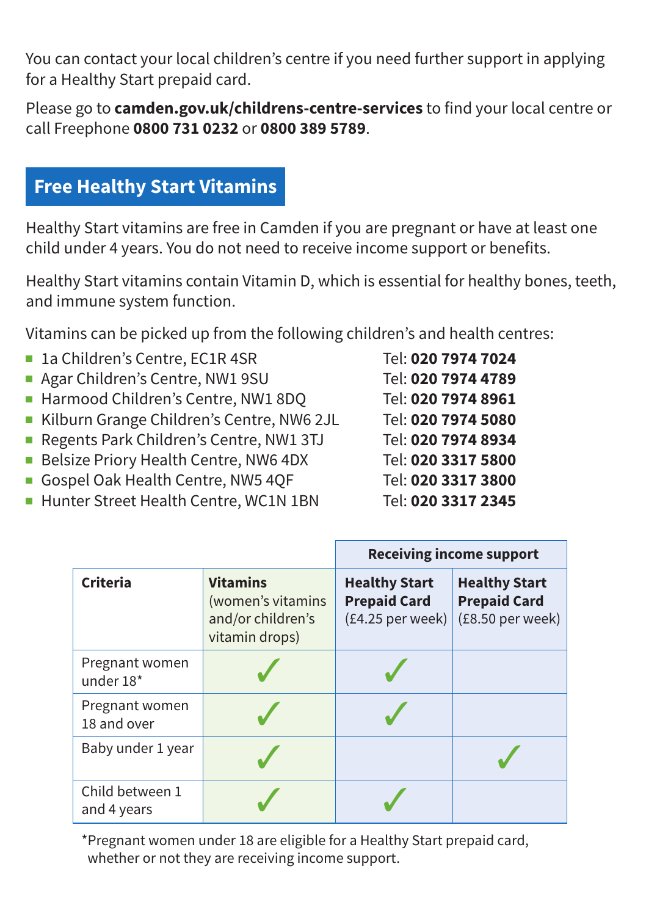You can contact your local children's centre if you need further support in applying for a Healthy Start prepaid card.

Please go to **camden.gov.uk/childrens-centre-services** to find your local centre or call Freephone **0800 731 0232** or **0800 389 5789**.

## Free Healthy Start Vitamins

Healthy Start vitamins are free in Camden if you are pregnant or have at least one child under 4 years. You do not need to receive income support or benefits.

Healthy Start vitamins contain Vitamin D, which is essential for healthy bones, teeth, and immune system function.

Vitamins can be picked up from the following children's and health centres:

- 1a Children's Centre, EC1R 4SR — Tel: **020 7974 7024**
- Agar Children's Centre, NW1 9SU — Tel: **020 7974 4789**
- Harmood Children's Centre, NW1 8DQ — Tel: **020 7974 8961**
- Kilburn Grange Children's Centre, NW6 2JL — Tel: **020 7974 5080**
- Regents Park Children's Centre, NW1 3TJ — Tel: **020 7974 8934**
- Belsize Priory Health Centre, NW6 4DX — Tel: **020 3317 5800**
- Gospel Oak Health Centre, NW5 4QF — Tel: **020 3317 3800**
- Hunter Street Health Centre, WC1N 1BN — Tel: **020 3317 2345**

| | | Receiving income support | |
|---|---|---|---|
| **Criteria** | **Vitamins** (women's vitamins and/or children's vitamin drops) | **Healthy Start Prepaid Card** (£4.25 per week) | **Healthy Start Prepaid Card** (£8.50 per week) |
| Pregnant women under 18* | ✓ | ✓ | |
| Pregnant women 18 and over | ✓ | ✓ | |
| Baby under 1 year | ✓ | | ✓ |
| Child between 1 and 4 years | ✓ | ✓ | |

*Pregnant women under 18 are eligible for a Healthy Start prepaid card, whether or not they are receiving income support.